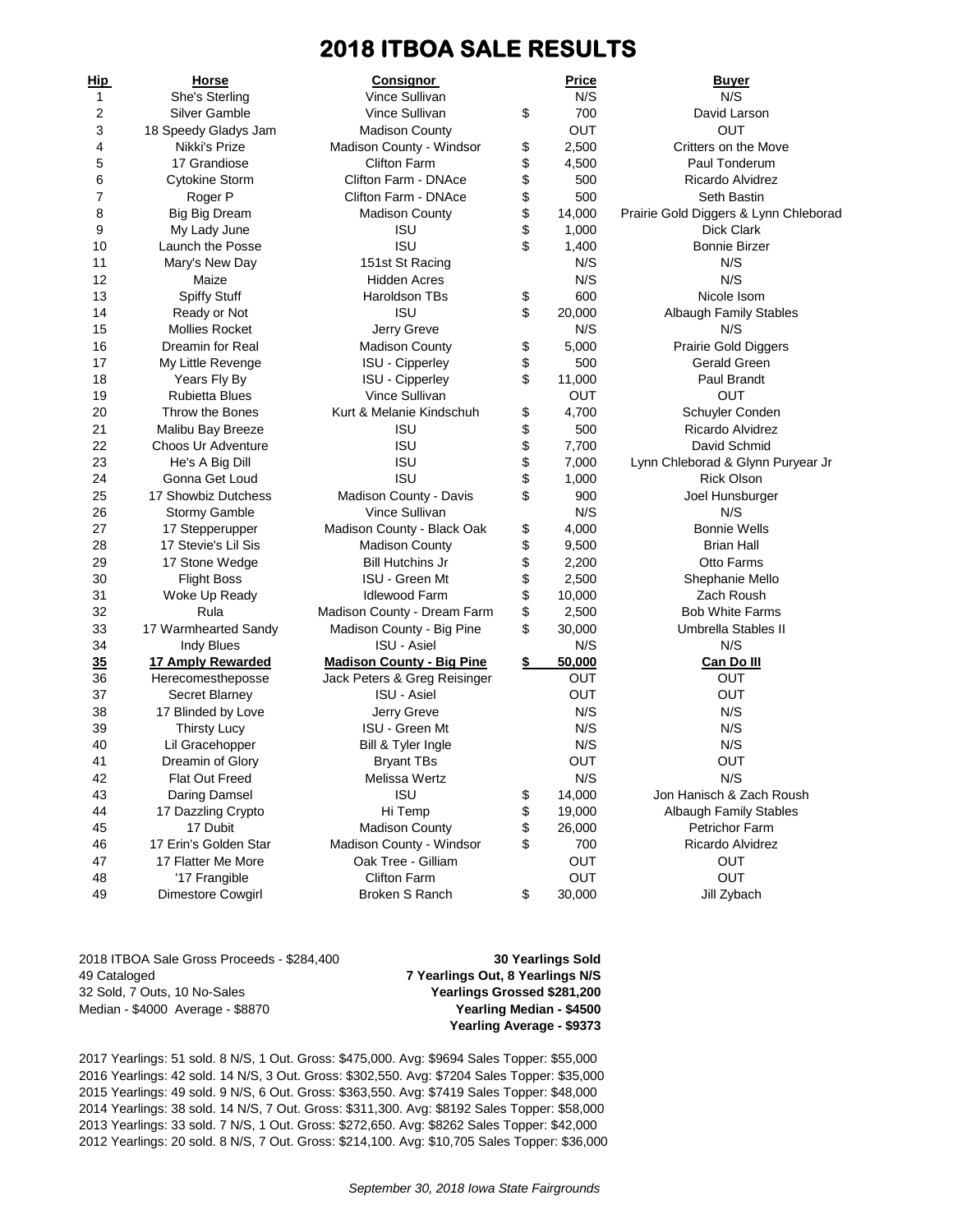# 2018 ITBOA SALE RESULTS

| Hip | Horse | Consignor | Price | Buyer |
|---|---|---|---|---|
| 1 | She's Sterling | Vince Sullivan | N/S | N/S |
| 2 | Silver Gamble | Vince Sullivan | $ 700 | David Larson |
| 3 | 18 Speedy Gladys Jam | Madison County | OUT | OUT |
| 4 | Nikki's Prize | Madison County - Windsor | $ 2,500 | Critters on the Move |
| 5 | 17 Grandiose | Clifton Farm | $ 4,500 | Paul Tonderum |
| 6 | Cytokine Storm | Clifton Farm - DNAce | $ 500 | Ricardo Alvidrez |
| 7 | Roger P | Clifton Farm - DNAce | $ 500 | Seth Bastin |
| 8 | Big Big Dream | Madison County | $ 14,000 | Prairie Gold Diggers & Lynn Chleborad |
| 9 | My Lady June | ISU | $ 1,000 | Dick Clark |
| 10 | Launch the Posse | ISU | $ 1,400 | Bonnie Birzer |
| 11 | Mary's New Day | 151st St Racing | N/S | N/S |
| 12 | Maize | Hidden Acres | N/S | N/S |
| 13 | Spiffy Stuff | Haroldson TBs | $ 600 | Nicole Isom |
| 14 | Ready or Not | ISU | $ 20,000 | Albaugh Family Stables |
| 15 | Mollies Rocket | Jerry Greve | N/S | N/S |
| 16 | Dreamin for Real | Madison County | $ 5,000 | Prairie Gold Diggers |
| 17 | My Little Revenge | ISU - Cipperley | $ 500 | Gerald Green |
| 18 | Years Fly By | ISU - Cipperley | $ 11,000 | Paul Brandt |
| 19 | Rubietta Blues | Vince Sullivan | OUT | OUT |
| 20 | Throw the Bones | Kurt & Melanie Kindschuh | $ 4,700 | Schuyler Conden |
| 21 | Malibu Bay Breeze | ISU | $ 500 | Ricardo Alvidrez |
| 22 | Choos Ur Adventure | ISU | $ 7,700 | David Schmid |
| 23 | He's A Big Dill | ISU | $ 7,000 | Lynn Chleborad & Glynn Puryear Jr |
| 24 | Gonna Get Loud | ISU | $ 1,000 | Rick Olson |
| 25 | 17 Showbiz Dutchess | Madison County - Davis | $ 900 | Joel Hunsburger |
| 26 | Stormy Gamble | Vince Sullivan | N/S | N/S |
| 27 | 17 Stepperupper | Madison County - Black Oak | $ 4,000 | Bonnie Wells |
| 28 | 17 Stevie's Lil Sis | Madison County | $ 9,500 | Brian Hall |
| 29 | 17 Stone Wedge | Bill Hutchins Jr | $ 2,200 | Otto Farms |
| 30 | Flight Boss | ISU - Green Mt | $ 2,500 | Shephanie Mello |
| 31 | Woke Up Ready | Idlewood Farm | $ 10,000 | Zach Roush |
| 32 | Rula | Madison County - Dream Farm | $ 2,500 | Bob White Farms |
| 33 | 17 Warmhearted Sandy | Madison County - Big Pine | $ 30,000 | Umbrella Stables II |
| 34 | Indy Blues | ISU - Asiel | N/S | N/S |
| **35** | **17 Amply Rewarded** | **Madison County - Big Pine** | **$ 50,000** | **Can Do III** |
| 36 | Herecomestheposse | Jack Peters & Greg Reisinger | OUT | OUT |
| 37 | Secret Blarney | ISU - Asiel | OUT | OUT |
| 38 | 17 Blinded by Love | Jerry Greve | N/S | N/S |
| 39 | Thirsty Lucy | ISU - Green Mt | N/S | N/S |
| 40 | Lil Gracehopper | Bill & Tyler Ingle | N/S | N/S |
| 41 | Dreamin of Glory | Bryant TBs | OUT | OUT |
| 42 | Flat Out Freed | Melissa Wertz | N/S | N/S |
| 43 | Daring Damsel | ISU | $ 14,000 | Jon Hanisch & Zach Roush |
| 44 | 17 Dazzling Crypto | Hi Temp | $ 19,000 | Albaugh Family Stables |
| 45 | 17 Dubit | Madison County | $ 26,000 | Petrichor Farm |
| 46 | 17 Erin's Golden Star | Madison County - Windsor | $ 700 | Ricardo Alvidrez |
| 47 | 17 Flatter Me More | Oak Tree - Gilliam | OUT | OUT |
| 48 | '17 Frangible | Clifton Farm | OUT | OUT |
| 49 | Dimestore Cowgirl | Broken S Ranch | $ 30,000 | Jill Zybach |

2018 ITBOA Sale Gross Proceeds - $284,400
49 Cataloged
32 Sold, 7 Outs, 10 No-Sales
Median - $4000 Average - $8870

**30 Yearlings Sold**
**7 Yearlings Out, 8 Yearlings N/S**
**Yearlings Grossed $281,200**
**Yearling Median - $4500**
**Yearling Average - $9373**

2017 Yearlings: 51 sold. 8 N/S, 1 Out. Gross: $475,000. Avg: $9694 Sales Topper: $55,000
2016 Yearlings: 42 sold. 14 N/S, 3 Out. Gross: $302,550. Avg: $7204 Sales Topper: $35,000
2015 Yearlings: 49 sold. 9 N/S, 6 Out. Gross: $363,550. Avg: $7419 Sales Topper: $48,000
2014 Yearlings: 38 sold. 14 N/S, 7 Out. Gross: $311,300. Avg: $8192 Sales Topper: $58,000
2013 Yearlings: 33 sold. 7 N/S, 1 Out. Gross: $272,650. Avg: $8262 Sales Topper: $42,000
2012 Yearlings: 20 sold. 8 N/S, 7 Out. Gross: $214,100. Avg: $10,705 Sales Topper: $36,000

*September 30, 2018 Iowa State Fairgrounds*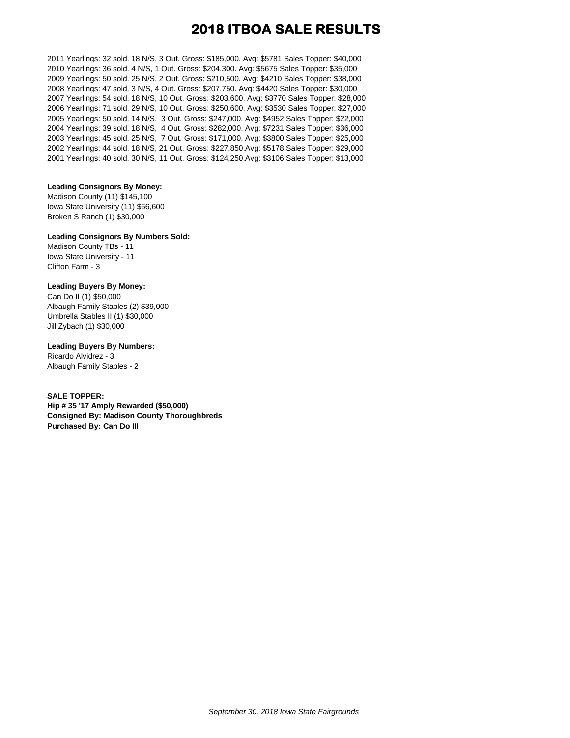# 2018 ITBOA SALE RESULTS

2011 Yearlings: 32 sold. 18 N/S, 3 Out. Gross: $185,000. Avg: $5781 Sales Topper: $40,000
2010 Yearlings: 36 sold. 4 N/S, 1 Out. Gross: $204,300. Avg: $5675 Sales Topper: $35,000
2009 Yearlings: 50 sold. 25 N/S, 2 Out. Gross: $210,500. Avg: $4210 Sales Topper: $38,000
2008 Yearlings: 47 sold. 3 N/S, 4 Out. Gross: $207,750. Avg: $4420 Sales Topper: $30,000
2007 Yearlings: 54 sold. 18 N/S, 10 Out. Gross: $203,600. Avg: $3770 Sales Topper: $28,000
2006 Yearlings: 71 sold. 29 N/S, 10 Out. Gross: $250,600. Avg: $3530 Sales Topper: $27,000
2005 Yearlings: 50 sold. 14 N/S, 3 Out. Gross: $247,000. Avg: $4952 Sales Topper: $22,000
2004 Yearlings: 39 sold. 18 N/S, 4 Out. Gross: $282,000. Avg: $7231 Sales Topper: $36,000
2003 Yearlings: 45 sold. 25 N/S, 7 Out. Gross: $171,000. Avg: $3800 Sales Topper: $25,000
2002 Yearlings: 44 sold. 18 N/S, 21 Out. Gross: $227,850.Avg: $5178 Sales Topper: $29,000
2001 Yearlings: 40 sold. 30 N/S, 11 Out. Gross: $124,250.Avg: $3106 Sales Topper: $13,000

**Leading Consignors By Money:**
Madison County (11) $145,100
Iowa State University (11) $66,600
Broken S Ranch (1) $30,000

**Leading Consignors By Numbers Sold:**
Madison County TBs - 11
Iowa State University - 11
Clifton Farm - 3

**Leading Buyers By Money:**
Can Do II (1) $50,000
Albaugh Family Stables (2) $39,000
Umbrella Stables II (1) $30,000
Jill Zybach (1) $30,000

**Leading Buyers By Numbers:**
Ricardo Alvidrez - 3
Albaugh Family Stables - 2

**SALE TOPPER:**
**Hip # 35 '17 Amply Rewarded ($50,000)**
**Consigned By: Madison County Thoroughbreds**
**Purchased By: Can Do III**

*September 30, 2018 Iowa State Fairgrounds*